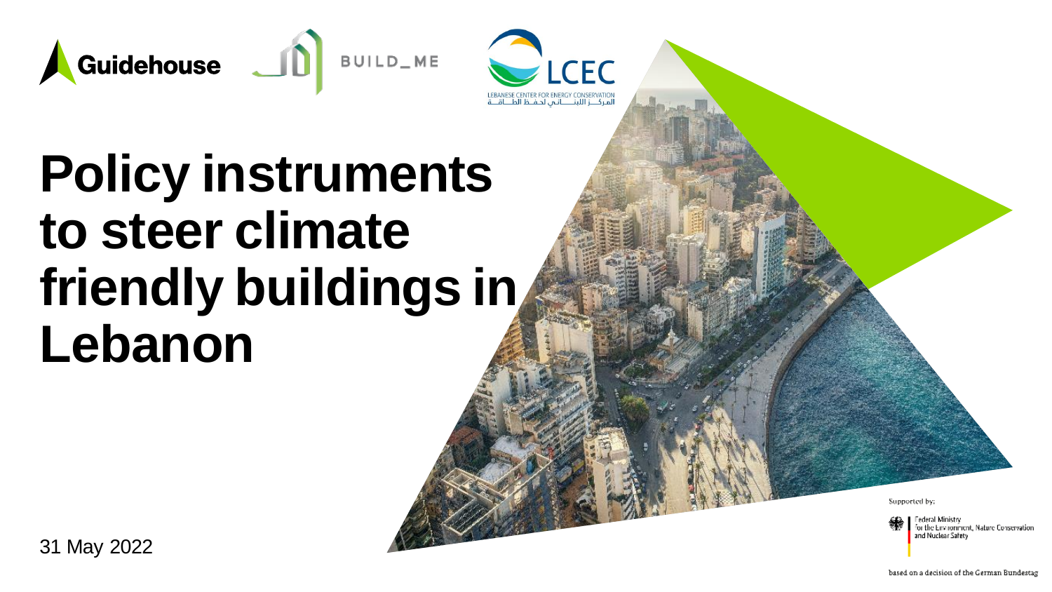Guidehouse BUILD_ME LCEC

LEBANESE CENTER FOR ENERGY CONSERVATION
المركـــز اللبنـــــاني لحفـظ الطـــاقـــة

# Policy instruments to steer climate friendly buildings in Lebanon

31 May 2022

Supported by:

Federal Ministry for the Environment, Nature Conservation and Nuclear Safety

based on a decision of the German Bundestag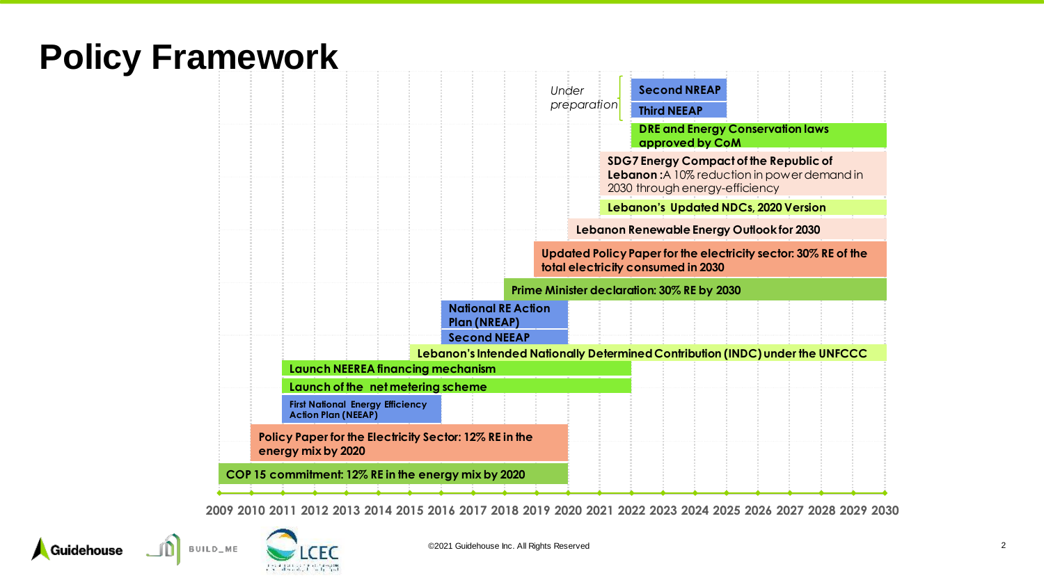# Policy Framework

| Policy / Measure | Start | End |
| --- | --- | --- |
| Second NREAP (*Under preparation*) | 2022 | 2025 |
| Third NEEAP (*Under preparation*) | 2022 | 2025 |
| DRE and Energy Conservation laws approved by CoM | 2022 | 2030 |
| **SDG7 Energy Compact of the Republic of Lebanon :** A 10% reduction in power demand in 2030 through energy-efficiency | 2021 | 2030 |
| Lebanon's Updated NDCs, 2020 Version | 2021 | 2030 |
| Lebanon Renewable Energy Outlook for 2030 | 2020 | 2030 |
| Updated Policy Paper for the electricity sector: 30% RE of the total electricity consumed in 2030 | 2019 | 2030 |
| Prime Minister declaration: 30% RE by 2030 | 2018 | 2030 |
| National RE Action Plan (NREAP) | 2016 | 2020 |
| Second NEEAP | 2016 | 2020 |
| Lebanon's Intended Nationally Determined Contribution (INDC) under the UNFCCC | 2015 | 2030 |
| Launch NEEREA financing mechanism | 2011 | 2022 |
| Launch of the net metering scheme | 2011 | 2022 |
| First National Energy Efficiency Action Plan (NEEAP) | 2011 | 2016 |
| Policy Paper for the Electricity Sector: 12% RE in the energy mix by 2020 | 2010 | 2020 |
| COP 15 commitment: 12% RE in the energy mix by 2020 | 2009 | 2020 |

©2021 Guidehouse Inc. All Rights Reserved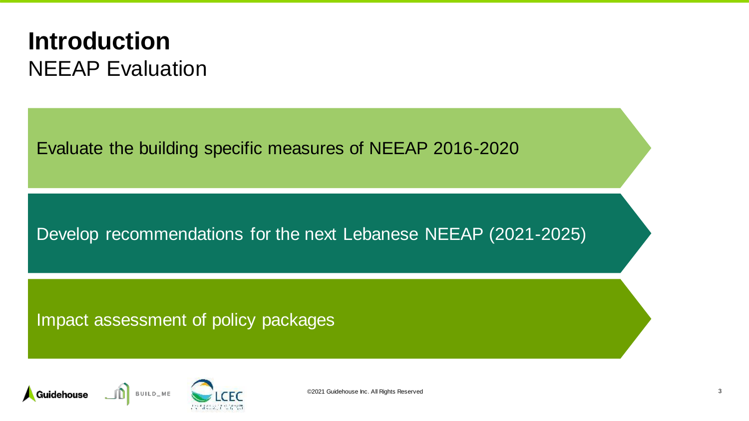# Introduction

## NEEAP Evaluation

- Evaluate the building specific measures of NEEAP 2016-2020
- Develop recommendations for the next Lebanese NEEAP (2021-2025)
- Impact assessment of policy packages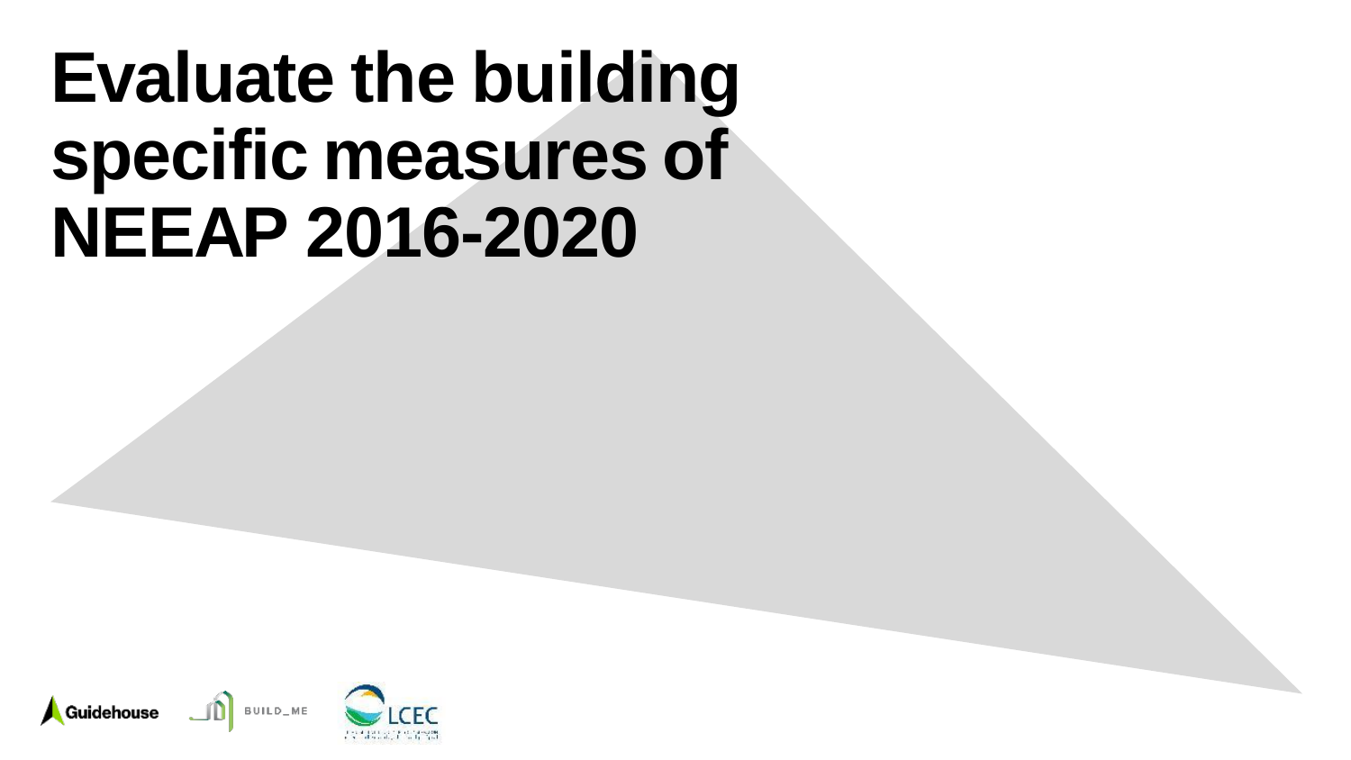# Evaluate the building specific measures of NEEAP 2016-2020

Guidehouse BUILD_ME LCEC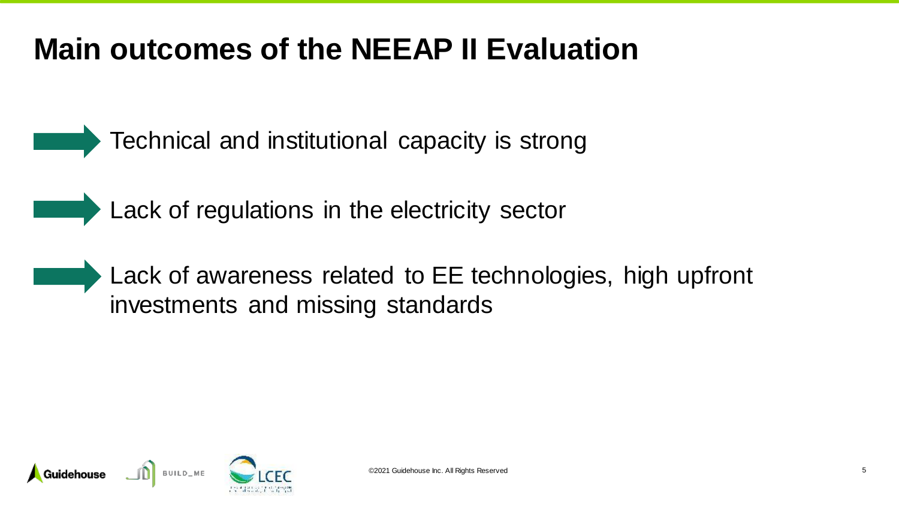# Main outcomes of the NEEAP II Evaluation

- Technical and institutional capacity is strong
- Lack of regulations in the electricity sector
- Lack of awareness related to EE technologies, high upfront investments and missing standards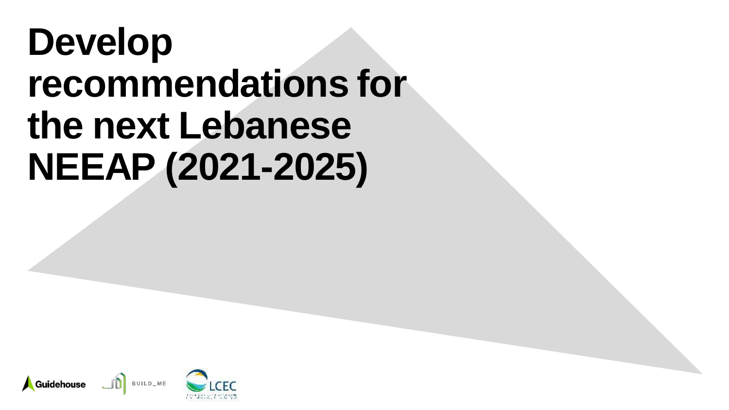# Develop recommendations for the next Lebanese NEEAP (2021-2025)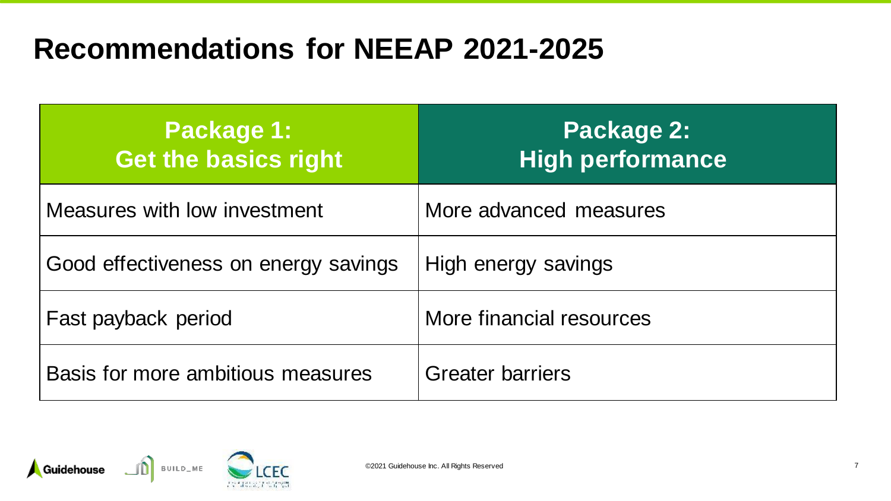# Recommendations for NEEAP 2021-2025

| Package 1: Get the basics right | Package 2: High performance |
| --- | --- |
| Measures with low investment | More advanced measures |
| Good effectiveness on energy savings | High energy savings |
| Fast payback period | More financial resources |
| Basis for more ambitious measures | Greater barriers |

©2021 Guidehouse Inc. All Rights Reserved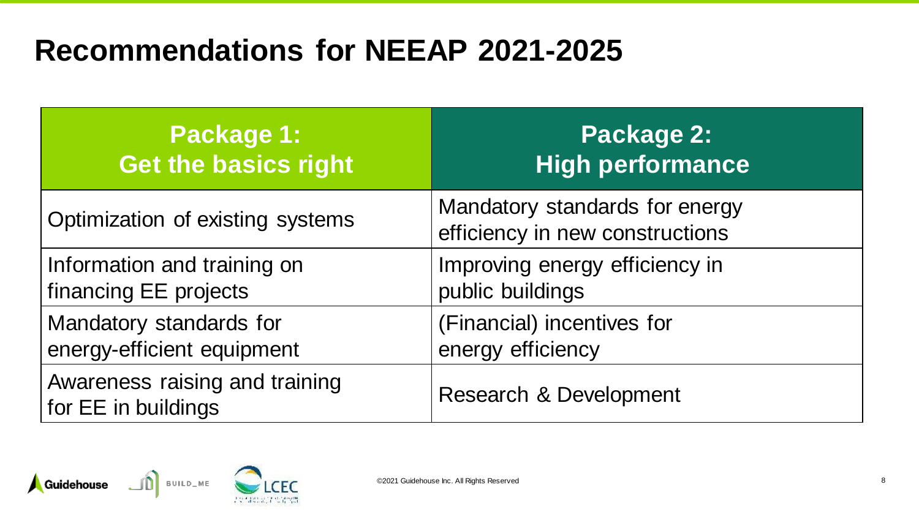# Recommendations for NEEAP 2021-2025

| Package 1: Get the basics right | Package 2: High performance |
|---|---|
| Optimization of existing systems | Mandatory standards for energy efficiency in new constructions |
| Information and training on financing EE projects | Improving energy efficiency in public buildings |
| Mandatory standards for energy-efficient equipment | (Financial) incentives for energy efficiency |
| Awareness raising and training for EE in buildings | Research & Development |

©2021 Guidehouse Inc. All Rights Reserved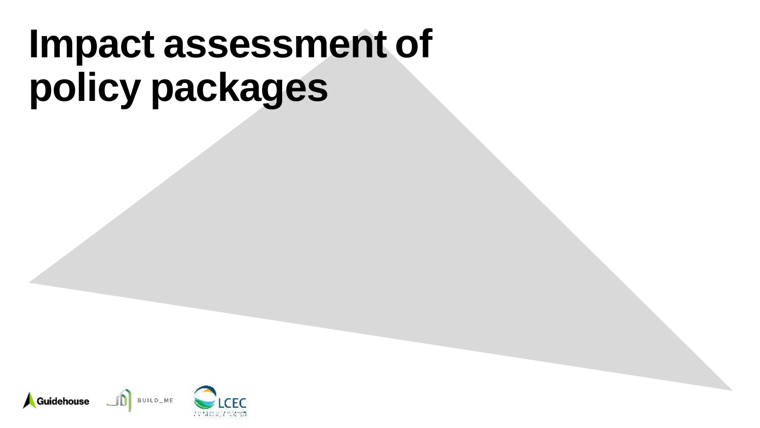# Impact assessment of policy packages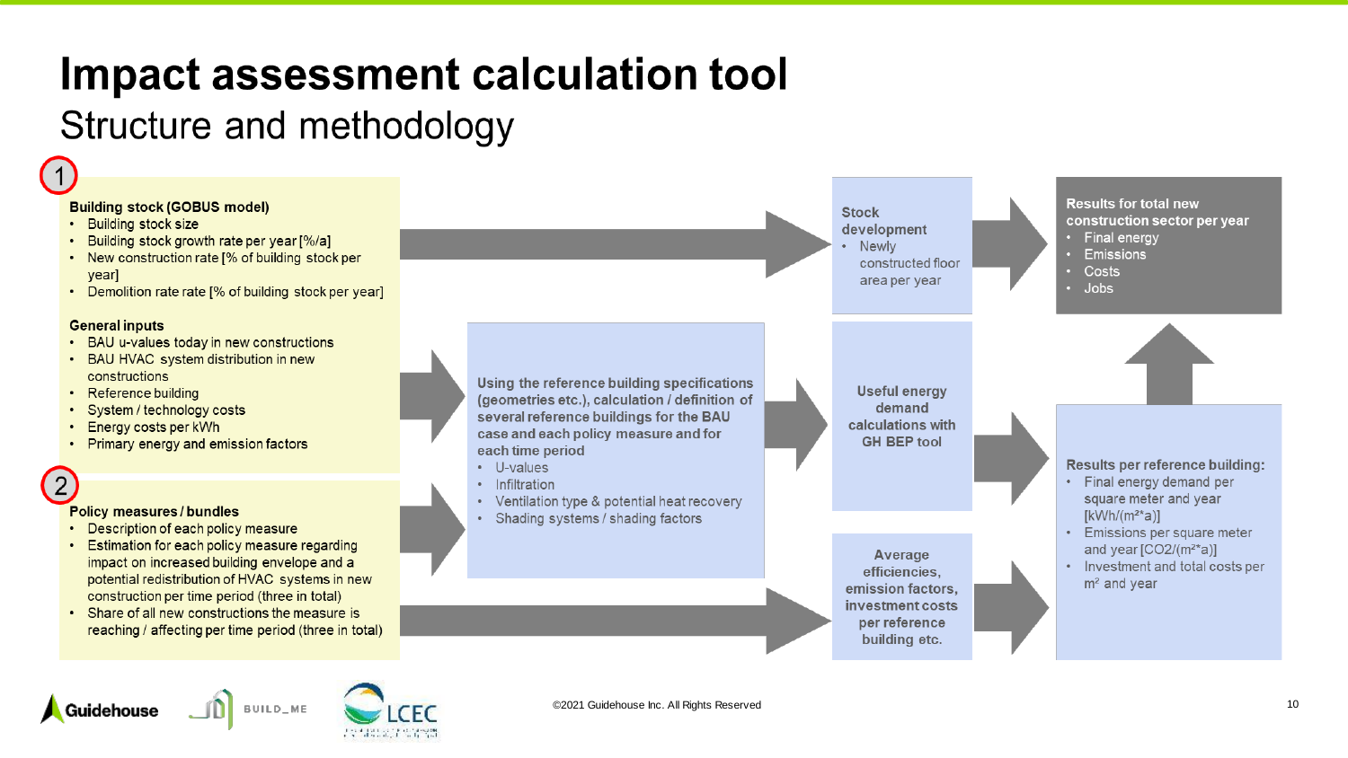# Impact assessment calculation tool

## Structure and methodology

1

**Building stock (GOBUS model)**

- Building stock size
- Building stock growth rate per year [%/a]
- New construction rate [% of building stock per year]
- Demolition rate rate [% of building stock per year]

**General inputs**

- BAU u-values today in new constructions
- BAU HVAC system distribution in new constructions
- Reference building
- System / technology costs
- Energy costs per kWh
- Primary energy and emission factors

2

**Policy measures / bundles**

- Description of each policy measure
- Estimation for each policy measure regarding impact on increased building envelope and a potential redistribution of HVAC systems in new construction per time period (three in total)
- Share of all new constructions the measure is reaching / affecting per time period (three in total)

**Using the reference building specifications (geometries etc.), calculation / definition of several reference buildings for the BAU case and each policy measure and for each time period**

- U-values
- Infiltration
- Ventilation type & potential heat recovery
- Shading systems / shading factors

**Stock development**

- Newly constructed floor area per year

**Useful energy demand calculations with GH BEP tool**

**Average efficiencies, emission factors, investment costs per reference building etc.**

**Results for total new construction sector per year**

- Final energy
- Emissions
- Costs
- Jobs

**Results per reference building:**

- Final energy demand per square meter and year [kWh/(m²*a)]
- Emissions per square meter and year [CO2/(m²*a)]
- Investment and total costs per m² and year

©2021 Guidehouse Inc. All Rights Reserved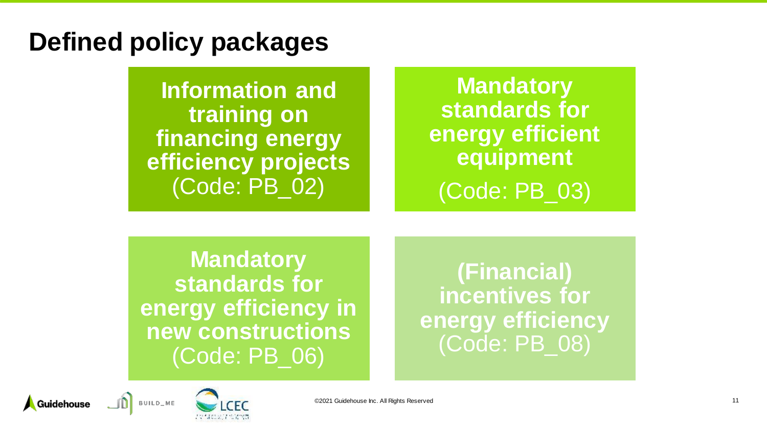# Defined policy packages

**Information and training on financing energy efficiency projects** (Code: PB_02)

**Mandatory standards for energy efficient equipment** (Code: PB_03)

**Mandatory standards for energy efficiency in new constructions** (Code: PB_06)

**(Financial) incentives for energy efficiency** (Code: PB_08)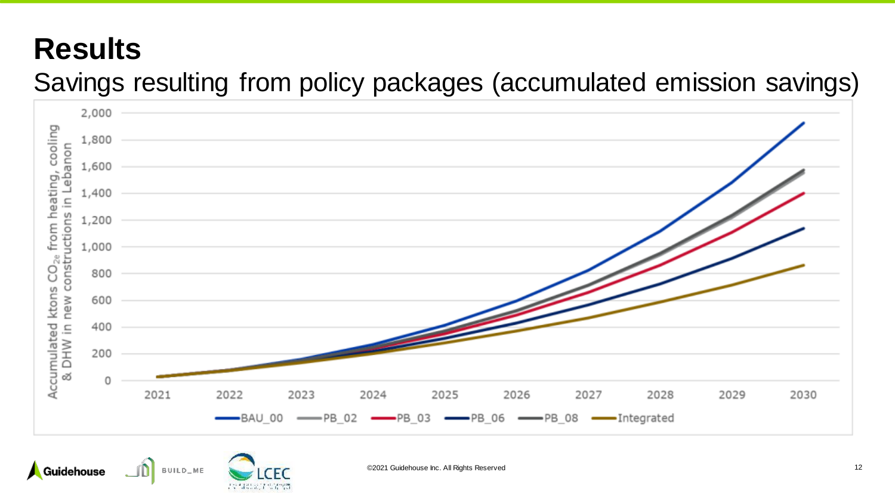# Results

## Savings resulting from policy packages (accumulated emission savings)

Accumulated ktons $CO_{2e}$ from heating, cooling & DHW in new constructions in Lebanon

| | 2021 | 2022 | 2023 | 2024 | 2025 | 2026 | 2027 | 2028 | 2029 | 2030 |
|---|---|---|---|---|---|---|---|---|---|---|

Legend: BAU_00, PB_02, PB_03, PB_06, PB_08, Integrated

Y-axis: 0, 200, 400, 600, 800, 1,000, 1,200, 1,400, 1,600, 1,800, 2,000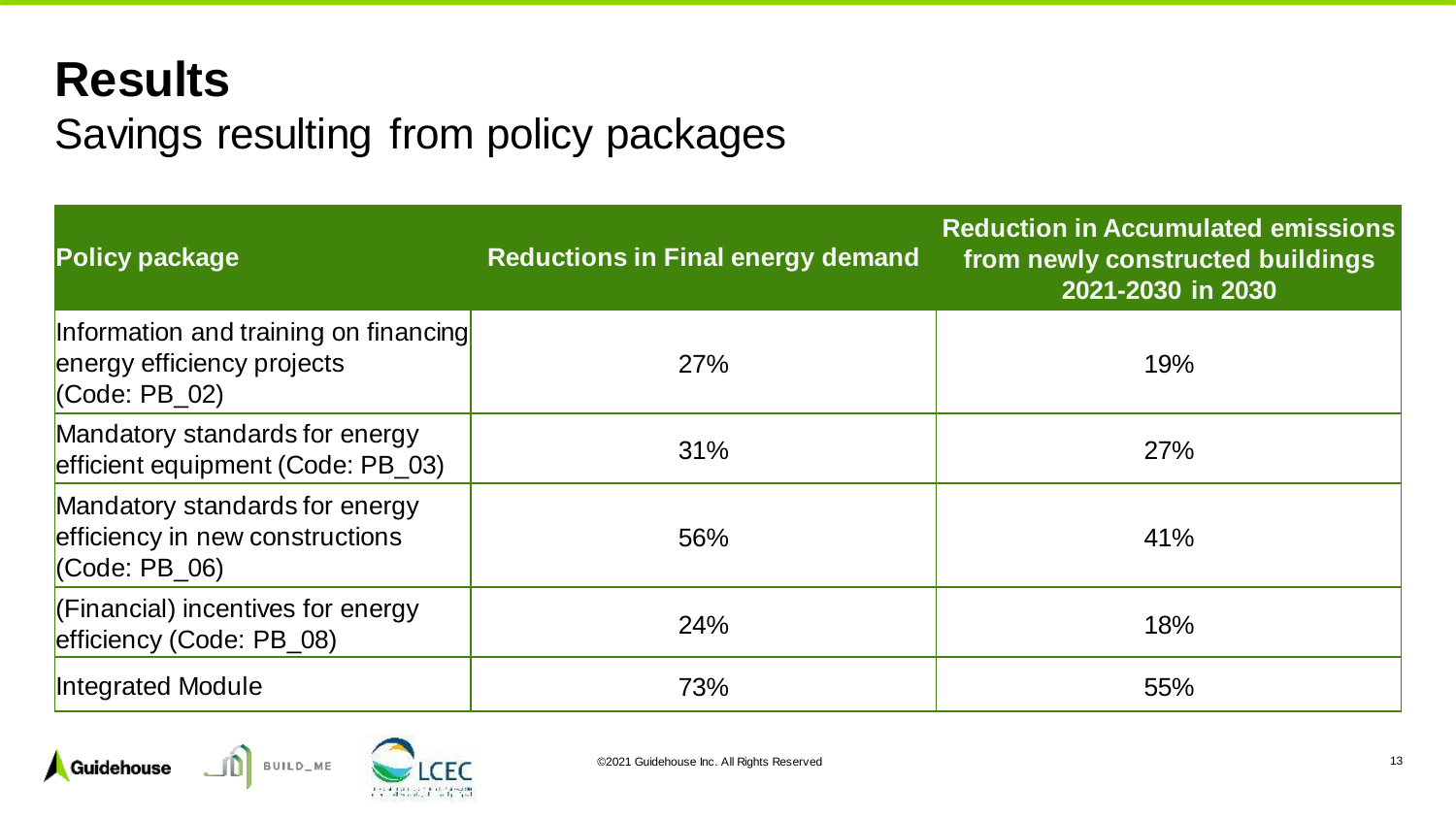# Results

## Savings resulting from policy packages

| Policy package | Reductions in Final energy demand | Reduction in Accumulated emissions from newly constructed buildings 2021-2030 in 2030 |
|---|---|---|
| Information and training on financing energy efficiency projects (Code: PB_02) | 27% | 19% |
| Mandatory standards for energy efficient equipment (Code: PB_03) | 31% | 27% |
| Mandatory standards for energy efficiency in new constructions (Code: PB_06) | 56% | 41% |
| (Financial) incentives for energy efficiency (Code: PB_08) | 24% | 18% |
| Integrated Module | 73% | 55% |

©2021 Guidehouse Inc. All Rights Reserved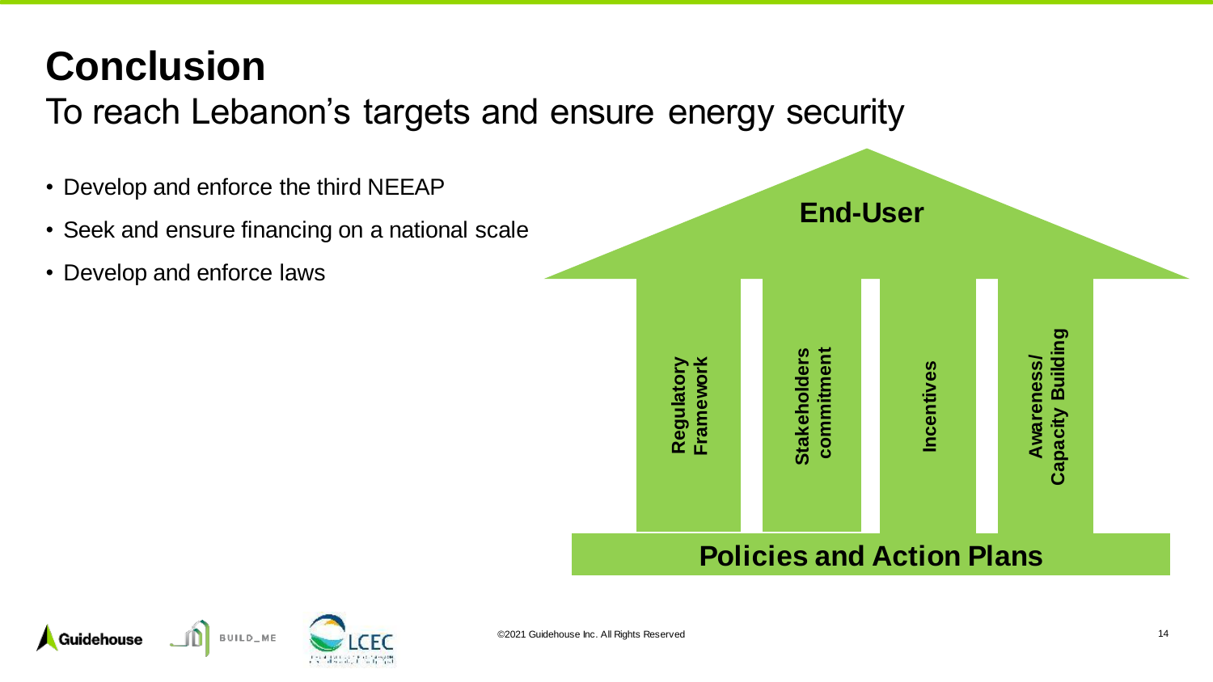# Conclusion

## To reach Lebanon's targets and ensure energy security

- Develop and enforce the third NEEAP
- Seek and ensure financing on a national scale
- Develop and enforce laws

**End-User**

**Regulatory Framework** | **Stakeholders commitment** | **Incentives** | **Awareness/ Capacity Building**

**Policies and Action Plans**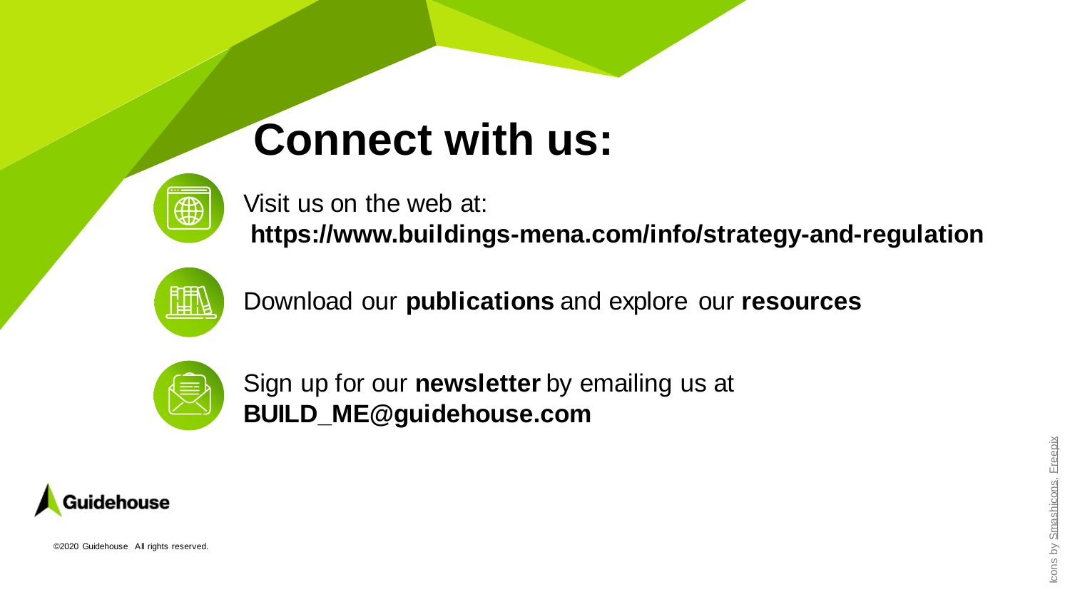# Connect with us:

Visit us on the web at:
**https://www.buildings-mena.com/info/strategy-and-regulation**

Download our **publications** and explore our **resources**

Sign up for our **newsletter** by emailing us at
**BUILD_ME@guidehouse.com**

Guidehouse

©2020 Guidehouse All rights reserved.

Icons by Smashicons, Freepix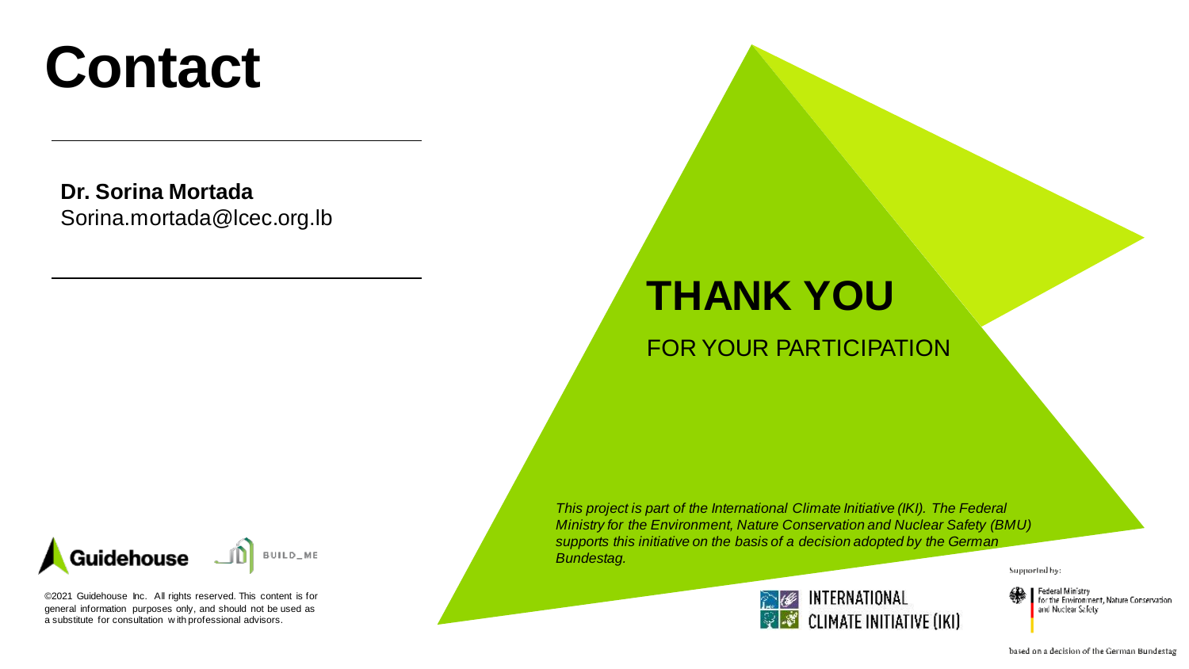# Contact

**Dr. Sorina Mortada**
Sorina.mortada@lcec.org.lb

## THANK YOU

FOR YOUR PARTICIPATION

*This project is part of the International Climate Initiative (IKI). The Federal Ministry for the Environment, Nature Conservation and Nuclear Safety (BMU) supports this initiative on the basis of a decision adopted by the German Bundestag.*

Guidehouse BUILD_ME

©2021 Guidehouse Inc. All rights reserved. This content is for general information purposes only, and should not be used as a substitute for consultation with professional advisors.

INTERNATIONAL CLIMATE INITIATIVE (IKI)

Supported by:

Federal Ministry for the Environment, Nature Conservation and Nuclear Safety

based on a decision of the German Bundestag